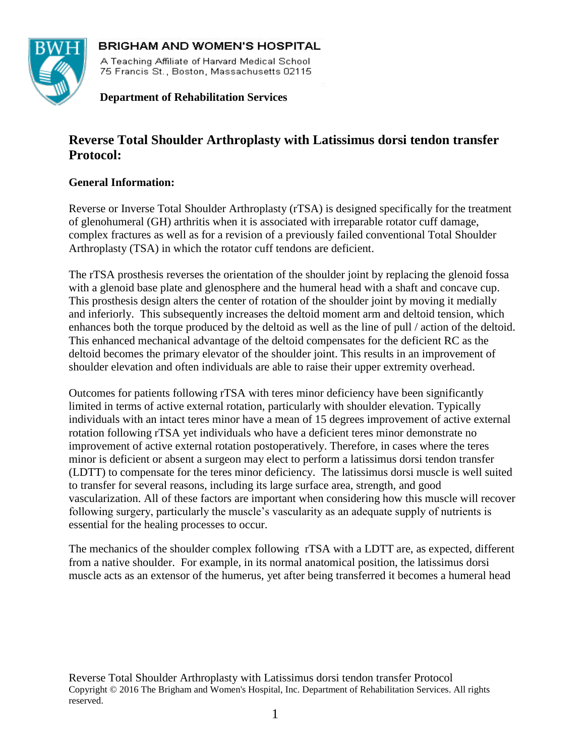**BRIGHAM AND WOMEN'S HOSPITAL**

A Teaching Affiliate of Harvard Medical School
75 Francis St., Boston, Massachusetts 02115

**Department of Rehabilitation Services**

# Reverse Total Shoulder Arthroplasty with Latissimus dorsi tendon transfer Protocol:

## General Information:

Reverse or Inverse Total Shoulder Arthroplasty (rTSA) is designed specifically for the treatment of glenohumeral (GH) arthritis when it is associated with irreparable rotator cuff damage, complex fractures as well as for a revision of a previously failed conventional Total Shoulder Arthroplasty (TSA) in which the rotator cuff tendons are deficient.

The rTSA prosthesis reverses the orientation of the shoulder joint by replacing the glenoid fossa with a glenoid base plate and glenosphere and the humeral head with a shaft and concave cup. This prosthesis design alters the center of rotation of the shoulder joint by moving it medially and inferiorly. This subsequently increases the deltoid moment arm and deltoid tension, which enhances both the torque produced by the deltoid as well as the line of pull / action of the deltoid. This enhanced mechanical advantage of the deltoid compensates for the deficient RC as the deltoid becomes the primary elevator of the shoulder joint. This results in an improvement of shoulder elevation and often individuals are able to raise their upper extremity overhead.

Outcomes for patients following rTSA with teres minor deficiency have been significantly limited in terms of active external rotation, particularly with shoulder elevation. Typically individuals with an intact teres minor have a mean of 15 degrees improvement of active external rotation following rTSA yet individuals who have a deficient teres minor demonstrate no improvement of active external rotation postoperatively. Therefore, in cases where the teres minor is deficient or absent a surgeon may elect to perform a latissimus dorsi tendon transfer (LDTT) to compensate for the teres minor deficiency. The latissimus dorsi muscle is well suited to transfer for several reasons, including its large surface area, strength, and good vascularization. All of these factors are important when considering how this muscle will recover following surgery, particularly the muscle's vascularity as an adequate supply of nutrients is essential for the healing processes to occur.

The mechanics of the shoulder complex following rTSA with a LDTT are, as expected, different from a native shoulder. For example, in its normal anatomical position, the latissimus dorsi muscle acts as an extensor of the humerus, yet after being transferred it becomes a humeral head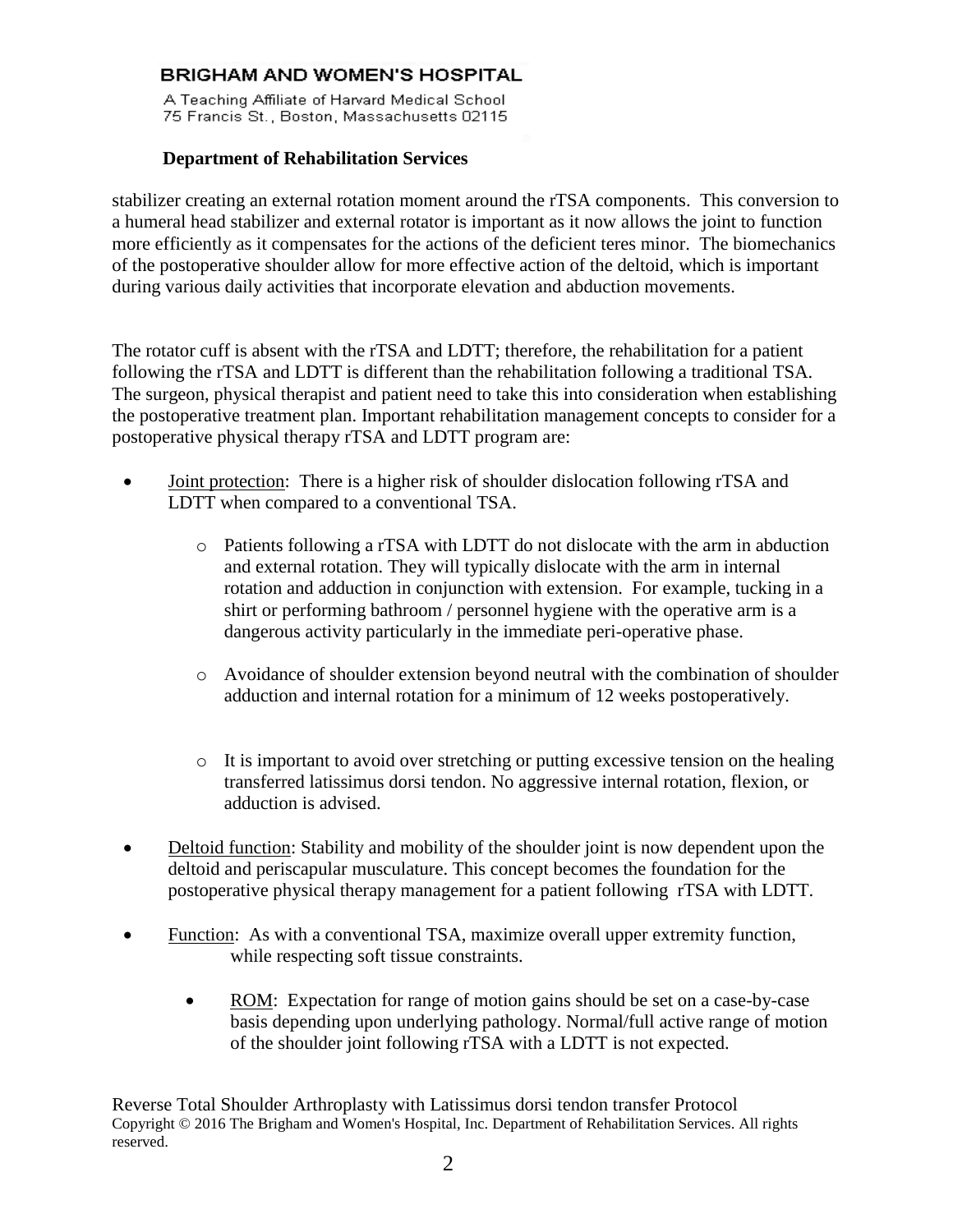stabilizer creating an external rotation moment around the rTSA components. This conversion to a humeral head stabilizer and external rotator is important as it now allows the joint to function more efficiently as it compensates for the actions of the deficient teres minor. The biomechanics of the postoperative shoulder allow for more effective action of the deltoid, which is important during various daily activities that incorporate elevation and abduction movements.

The rotator cuff is absent with the rTSA and LDTT; therefore, the rehabilitation for a patient following the rTSA and LDTT is different than the rehabilitation following a traditional TSA. The surgeon, physical therapist and patient need to take this into consideration when establishing the postoperative treatment plan. Important rehabilitation management concepts to consider for a postoperative physical therapy rTSA and LDTT program are:

- Joint protection: There is a higher risk of shoulder dislocation following rTSA and LDTT when compared to a conventional TSA.
  - Patients following a rTSA with LDTT do not dislocate with the arm in abduction and external rotation. They will typically dislocate with the arm in internal rotation and adduction in conjunction with extension. For example, tucking in a shirt or performing bathroom / personnel hygiene with the operative arm is a dangerous activity particularly in the immediate peri-operative phase.
  - Avoidance of shoulder extension beyond neutral with the combination of shoulder adduction and internal rotation for a minimum of 12 weeks postoperatively.
  - It is important to avoid over stretching or putting excessive tension on the healing transferred latissimus dorsi tendon. No aggressive internal rotation, flexion, or adduction is advised.
- Deltoid function: Stability and mobility of the shoulder joint is now dependent upon the deltoid and periscapular musculature. This concept becomes the foundation for the postoperative physical therapy management for a patient following rTSA with LDTT.
- Function: As with a conventional TSA, maximize overall upper extremity function, while respecting soft tissue constraints.
  - ROM: Expectation for range of motion gains should be set on a case-by-case basis depending upon underlying pathology. Normal/full active range of motion of the shoulder joint following rTSA with a LDTT is not expected.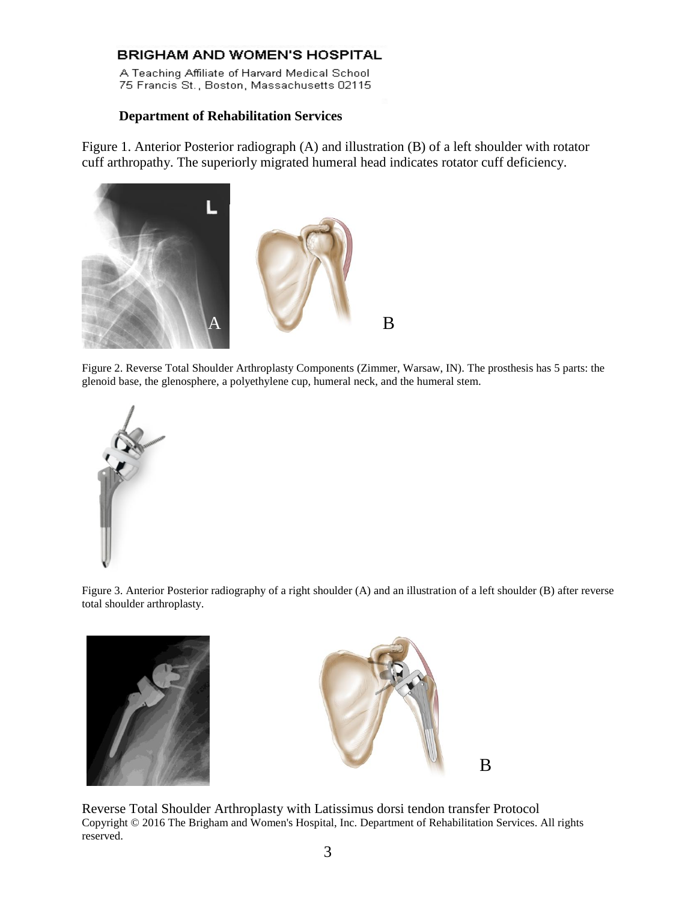**Department of Rehabilitation Services**

Figure 1. Anterior Posterior radiograph (A) and illustration (B) of a left shoulder with rotator cuff arthropathy. The superiorly migrated humeral head indicates rotator cuff deficiency.

Figure 2. Reverse Total Shoulder Arthroplasty Components (Zimmer, Warsaw, IN). The prosthesis has 5 parts: the glenoid base, the glenosphere, a polyethylene cup, humeral neck, and the humeral stem.

Figure 3. Anterior Posterior radiography of a right shoulder (A) and an illustration of a left shoulder (B) after reverse total shoulder arthroplasty.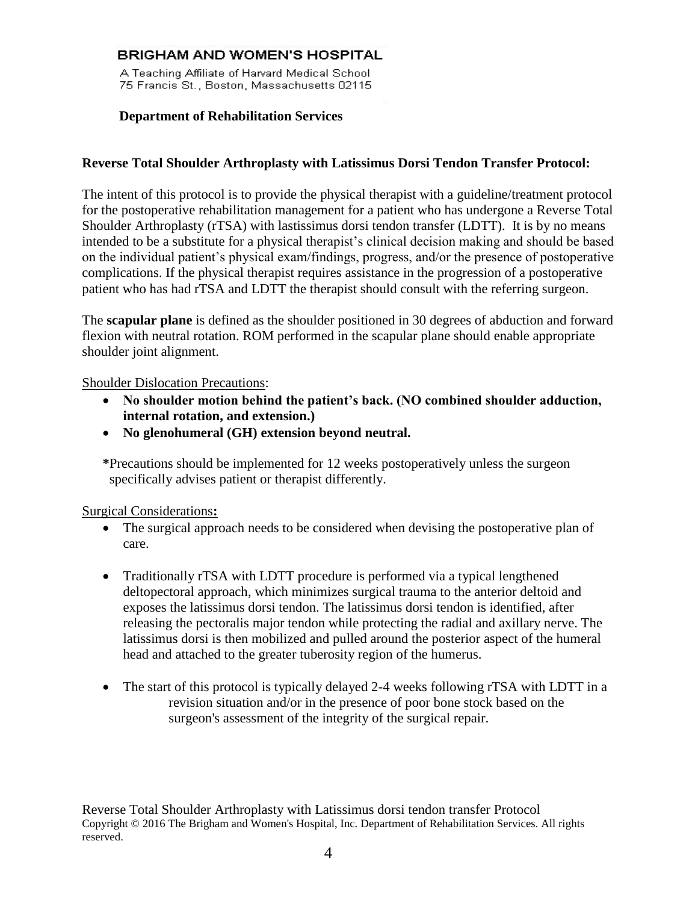**BRIGHAM AND WOMEN'S HOSPITAL**

A Teaching Affiliate of Harvard Medical School
75 Francis St., Boston, Massachusetts 02115

**Department of Rehabilitation Services**

**Reverse Total Shoulder Arthroplasty with Latissimus Dorsi Tendon Transfer Protocol:**

The intent of this protocol is to provide the physical therapist with a guideline/treatment protocol for the postoperative rehabilitation management for a patient who has undergone a Reverse Total Shoulder Arthroplasty (rTSA) with lastissimus dorsi tendon transfer (LDTT). It is by no means intended to be a substitute for a physical therapist's clinical decision making and should be based on the individual patient's physical exam/findings, progress, and/or the presence of postoperative complications. If the physical therapist requires assistance in the progression of a postoperative patient who has had rTSA and LDTT the therapist should consult with the referring surgeon.

The **scapular plane** is defined as the shoulder positioned in 30 degrees of abduction and forward flexion with neutral rotation. ROM performed in the scapular plane should enable appropriate shoulder joint alignment.

Shoulder Dislocation Precautions:

- **No shoulder motion behind the patient's back. (NO combined shoulder adduction, internal rotation, and extension.)**
- **No glenohumeral (GH) extension beyond neutral.**

**\***Precautions should be implemented for 12 weeks postoperatively unless the surgeon specifically advises patient or therapist differently.

Surgical Considerations**:**

- The surgical approach needs to be considered when devising the postoperative plan of care.
- Traditionally rTSA with LDTT procedure is performed via a typical lengthened deltopectoral approach, which minimizes surgical trauma to the anterior deltoid and exposes the latissimus dorsi tendon. The latissimus dorsi tendon is identified, after releasing the pectoralis major tendon while protecting the radial and axillary nerve. The latissimus dorsi is then mobilized and pulled around the posterior aspect of the humeral head and attached to the greater tuberosity region of the humerus.
- The start of this protocol is typically delayed 2-4 weeks following rTSA with LDTT in a revision situation and/or in the presence of poor bone stock based on the surgeon's assessment of the integrity of the surgical repair.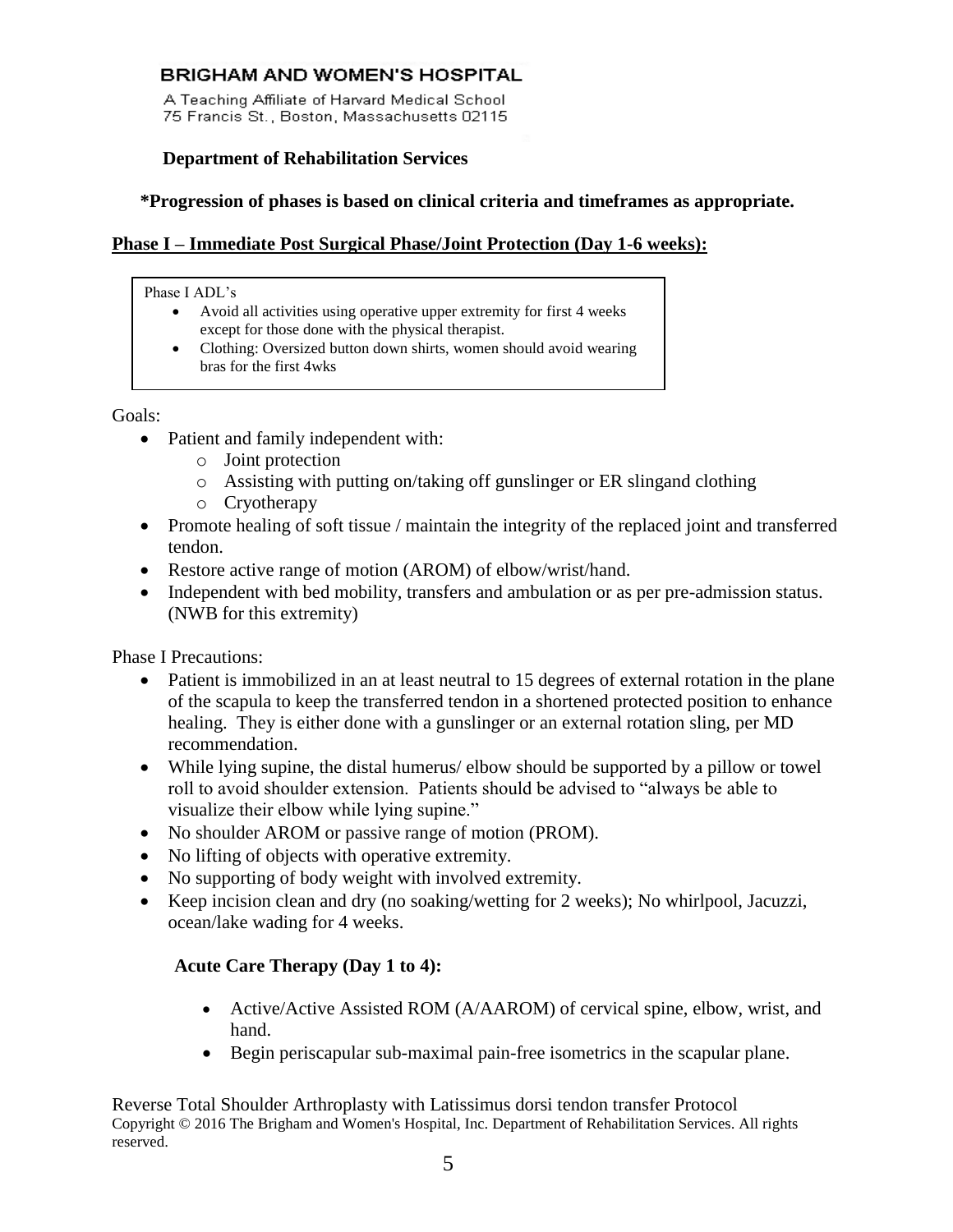**Department of Rehabilitation Services**

**\*Progression of phases is based on clinical criteria and timeframes as appropriate.**

## Phase I – Immediate Post Surgical Phase/Joint Protection (Day 1-6 weeks):

Phase I ADL's

- Avoid all activities using operative upper extremity for first 4 weeks except for those done with the physical therapist.
- Clothing: Oversized button down shirts, women should avoid wearing bras for the first 4wks

Goals:

- Patient and family independent with:
  - Joint protection
  - Assisting with putting on/taking off gunslinger or ER slingand clothing
  - Cryotherapy
- Promote healing of soft tissue / maintain the integrity of the replaced joint and transferred tendon.
- Restore active range of motion (AROM) of elbow/wrist/hand.
- Independent with bed mobility, transfers and ambulation or as per pre-admission status. (NWB for this extremity)

Phase I Precautions:

- Patient is immobilized in an at least neutral to 15 degrees of external rotation in the plane of the scapula to keep the transferred tendon in a shortened protected position to enhance healing. They is either done with a gunslinger or an external rotation sling, per MD recommendation.
- While lying supine, the distal humerus/ elbow should be supported by a pillow or towel roll to avoid shoulder extension. Patients should be advised to "always be able to visualize their elbow while lying supine."
- No shoulder AROM or passive range of motion (PROM).
- No lifting of objects with operative extremity.
- No supporting of body weight with involved extremity.
- Keep incision clean and dry (no soaking/wetting for 2 weeks); No whirlpool, Jacuzzi, ocean/lake wading for 4 weeks.

### Acute Care Therapy (Day 1 to 4):

- Active/Active Assisted ROM (A/AAROM) of cervical spine, elbow, wrist, and hand.
- Begin periscapular sub-maximal pain-free isometrics in the scapular plane.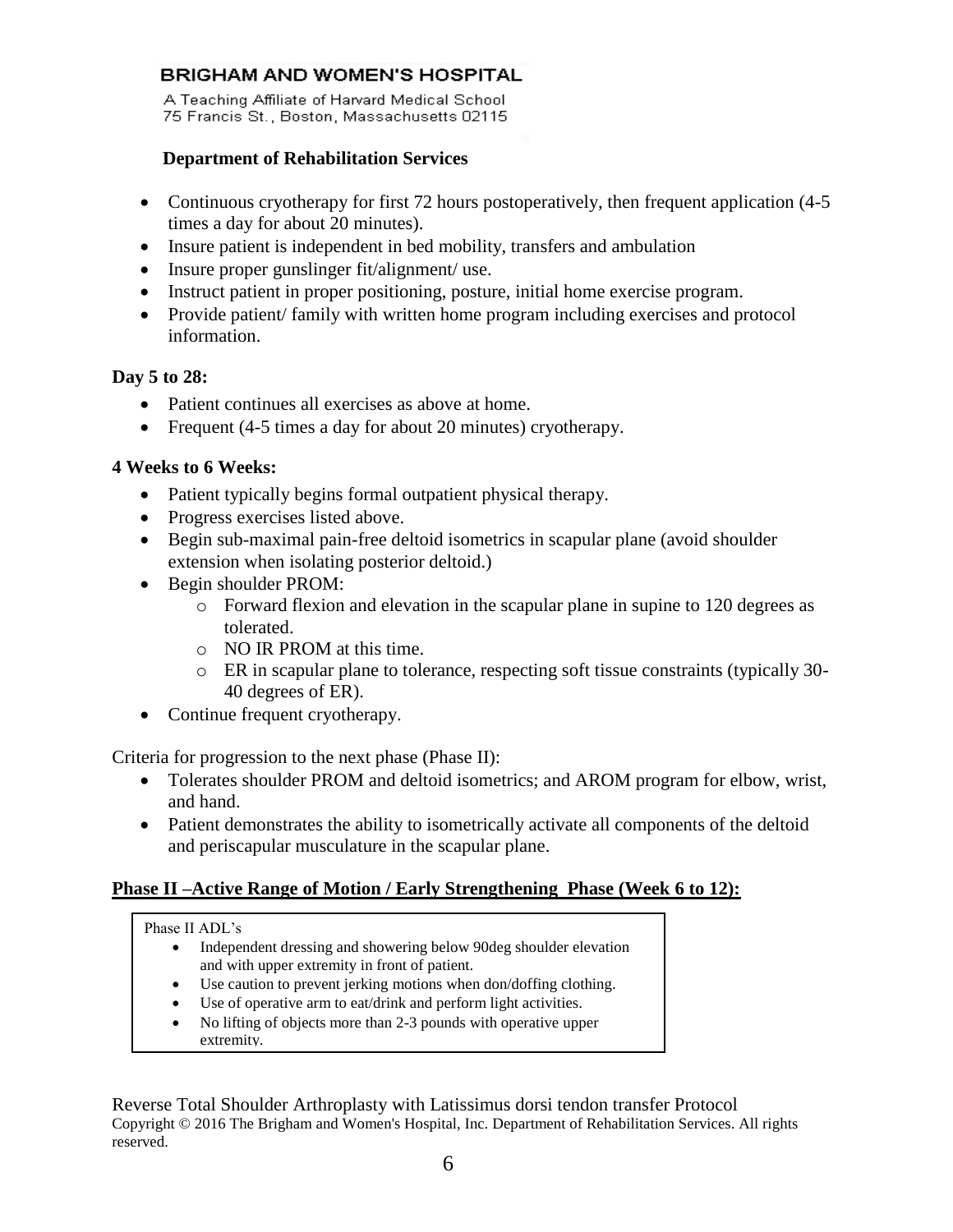- Continuous cryotherapy for first 72 hours postoperatively, then frequent application (4-5 times a day for about 20 minutes).
- Insure patient is independent in bed mobility, transfers and ambulation
- Insure proper gunslinger fit/alignment/ use.
- Instruct patient in proper positioning, posture, initial home exercise program.
- Provide patient/ family with written home program including exercises and protocol information.

**Day 5 to 28:**

- Patient continues all exercises as above at home.
- Frequent (4-5 times a day for about 20 minutes) cryotherapy.

**4 Weeks to 6 Weeks:**

- Patient typically begins formal outpatient physical therapy.
- Progress exercises listed above.
- Begin sub-maximal pain-free deltoid isometrics in scapular plane (avoid shoulder extension when isolating posterior deltoid.)
- Begin shoulder PROM:
  - Forward flexion and elevation in the scapular plane in supine to 120 degrees as tolerated.
  - NO IR PROM at this time.
  - ER in scapular plane to tolerance, respecting soft tissue constraints (typically 30-40 degrees of ER).
- Continue frequent cryotherapy.

Criteria for progression to the next phase (Phase II):

- Tolerates shoulder PROM and deltoid isometrics; and AROM program for elbow, wrist, and hand.
- Patient demonstrates the ability to isometrically activate all components of the deltoid and periscapular musculature in the scapular plane.

## Phase II –Active Range of Motion / Early Strengthening Phase (Week 6 to 12):

Phase II ADL's

- Independent dressing and showering below 90deg shoulder elevation and with upper extremity in front of patient.
- Use caution to prevent jerking motions when don/doffing clothing.
- Use of operative arm to eat/drink and perform light activities.
- No lifting of objects more than 2-3 pounds with operative upper extremity.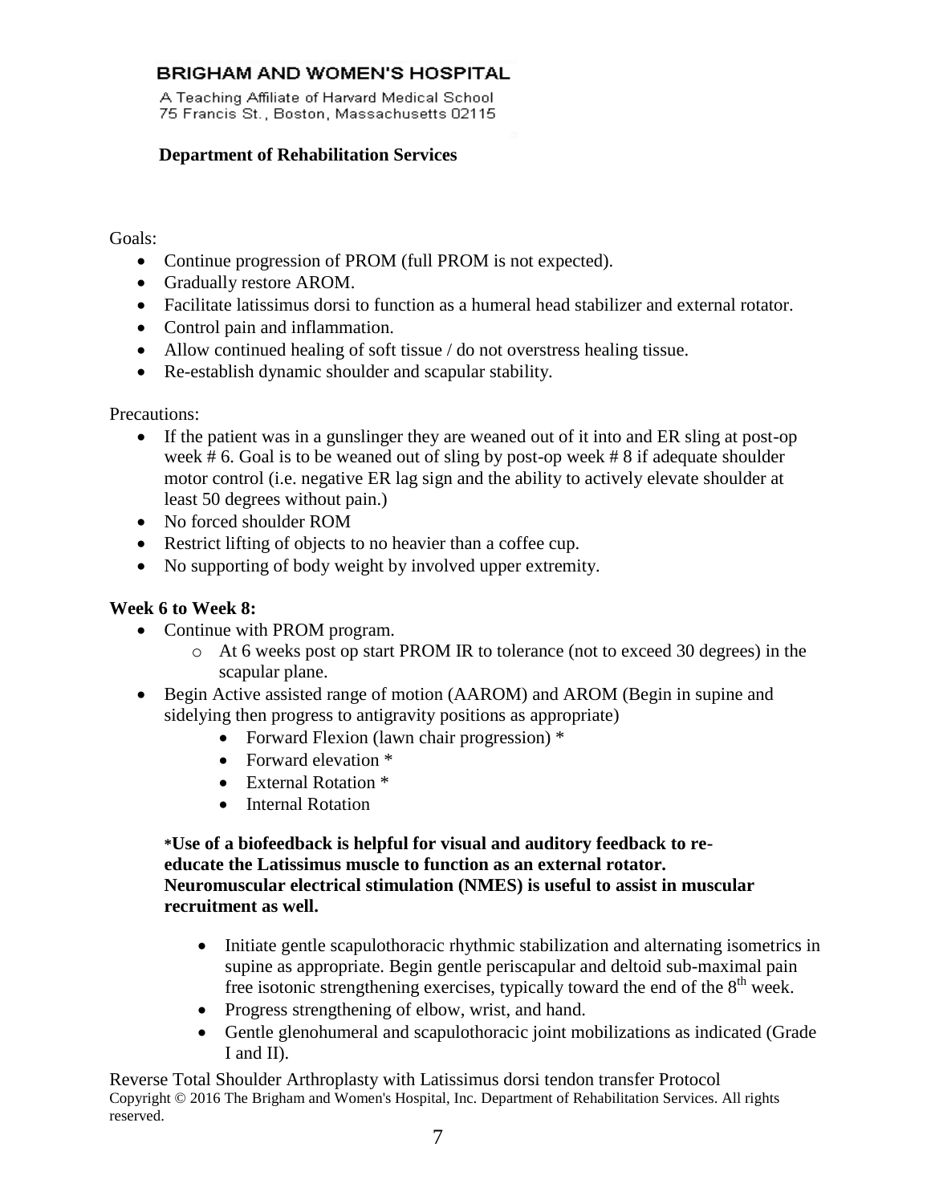Goals:

- Continue progression of PROM (full PROM is not expected).
- Gradually restore AROM.
- Facilitate latissimus dorsi to function as a humeral head stabilizer and external rotator.
- Control pain and inflammation.
- Allow continued healing of soft tissue / do not overstress healing tissue.
- Re-establish dynamic shoulder and scapular stability.

Precautions:

- If the patient was in a gunslinger they are weaned out of it into and ER sling at post-op week # 6. Goal is to be weaned out of sling by post-op week # 8 if adequate shoulder motor control (i.e. negative ER lag sign and the ability to actively elevate shoulder at least 50 degrees without pain.)
- No forced shoulder ROM
- Restrict lifting of objects to no heavier than a coffee cup.
- No supporting of body weight by involved upper extremity.

**Week 6 to Week 8:**

- Continue with PROM program.
  - At 6 weeks post op start PROM IR to tolerance (not to exceed 30 degrees) in the scapular plane.
- Begin Active assisted range of motion (AAROM) and AROM (Begin in supine and sidelying then progress to antigravity positions as appropriate)
  - Forward Flexion (lawn chair progression) *
  - Forward elevation *
  - External Rotation *
  - Internal Rotation

**\*Use of a biofeedback is helpful for visual and auditory feedback to re-educate the Latissimus muscle to function as an external rotator. Neuromuscular electrical stimulation (NMES) is useful to assist in muscular recruitment as well.**

- Initiate gentle scapulothoracic rhythmic stabilization and alternating isometrics in supine as appropriate. Begin gentle periscapular and deltoid sub-maximal pain free isotonic strengthening exercises, typically toward the end of the 8th week.
- Progress strengthening of elbow, wrist, and hand.
- Gentle glenohumeral and scapulothoracic joint mobilizations as indicated (Grade I and II).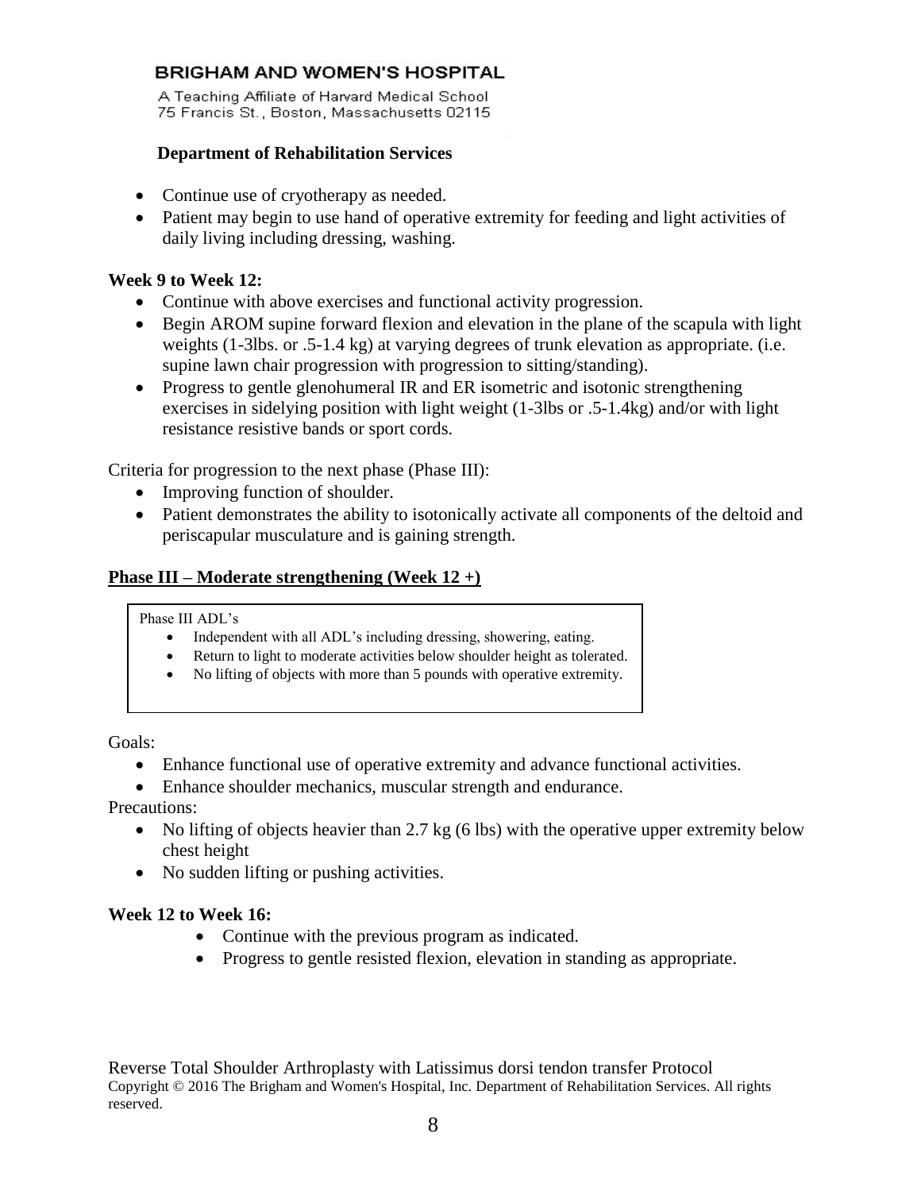- Continue use of cryotherapy as needed.
- Patient may begin to use hand of operative extremity for feeding and light activities of daily living including dressing, washing.

**Week 9 to Week 12:**

- Continue with above exercises and functional activity progression.
- Begin AROM supine forward flexion and elevation in the plane of the scapula with light weights (1-3lbs. or .5-1.4 kg) at varying degrees of trunk elevation as appropriate. (i.e. supine lawn chair progression with progression to sitting/standing).
- Progress to gentle glenohumeral IR and ER isometric and isotonic strengthening exercises in sidelying position with light weight (1-3lbs or .5-1.4kg) and/or with light resistance resistive bands or sport cords.

Criteria for progression to the next phase (Phase III):

- Improving function of shoulder.
- Patient demonstrates the ability to isotonically activate all components of the deltoid and periscapular musculature and is gaining strength.

## Phase III – Moderate strengthening (Week 12 +)

Phase III ADL's

- Independent with all ADL's including dressing, showering, eating.
- Return to light to moderate activities below shoulder height as tolerated.
- No lifting of objects with more than 5 pounds with operative extremity.

Goals:

- Enhance functional use of operative extremity and advance functional activities.
- Enhance shoulder mechanics, muscular strength and endurance.

Precautions:

- No lifting of objects heavier than 2.7 kg (6 lbs) with the operative upper extremity below chest height
- No sudden lifting or pushing activities.

**Week 12 to Week 16:**

- Continue with the previous program as indicated.
- Progress to gentle resisted flexion, elevation in standing as appropriate.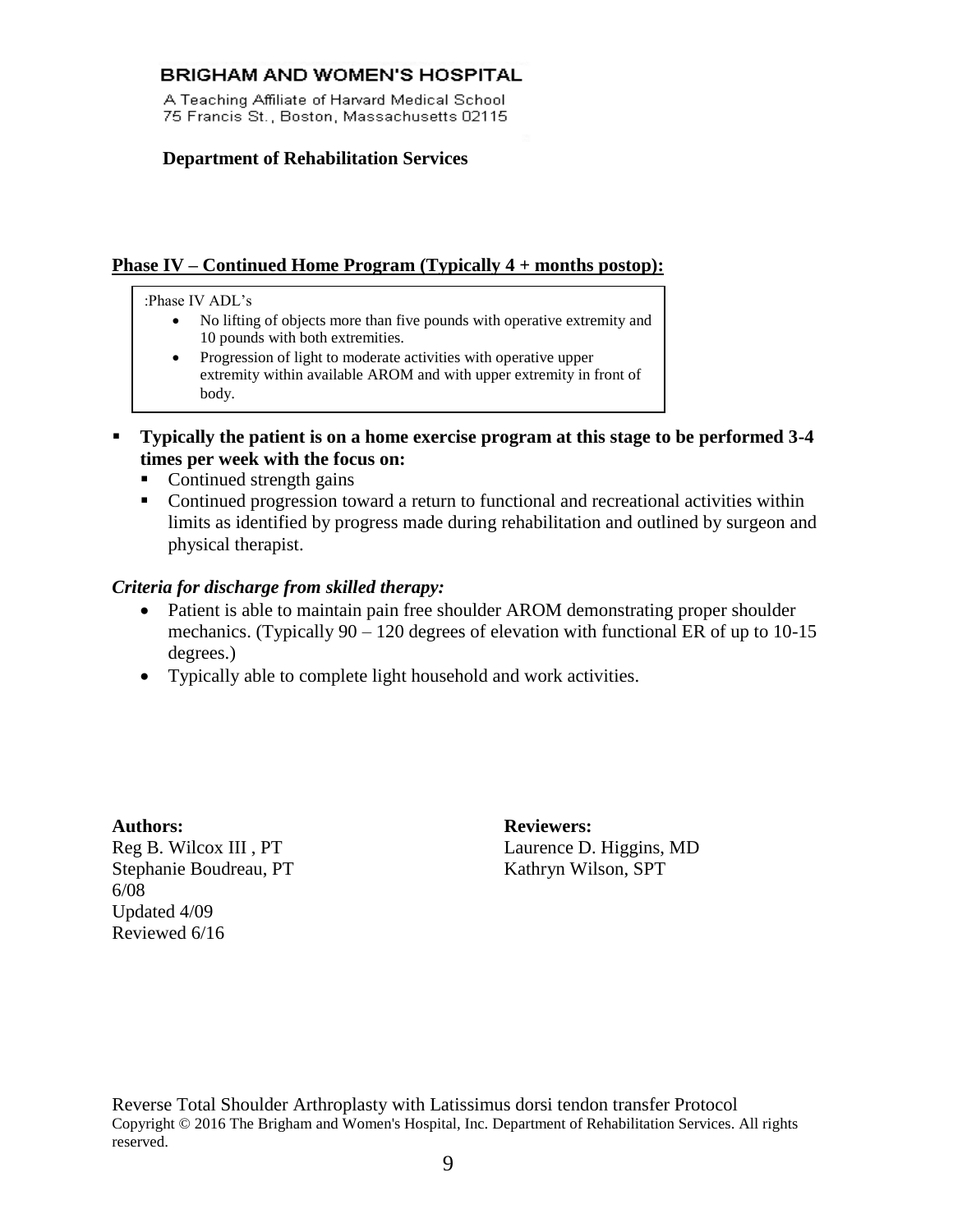BRIGHAM AND WOMEN'S HOSPITAL

A Teaching Affiliate of Harvard Medical School
75 Francis St., Boston, Massachusetts 02115

**Department of Rehabilitation Services**

## Phase IV – Continued Home Program (Typically 4 + months postop):

:Phase IV ADL's

- No lifting of objects more than five pounds with operative extremity and 10 pounds with both extremities.
- Progression of light to moderate activities with operative upper extremity within available AROM and with upper extremity in front of body.

- **Typically the patient is on a home exercise program at this stage to be performed 3-4 times per week with the focus on:**
  - Continued strength gains
  - Continued progression toward a return to functional and recreational activities within limits as identified by progress made during rehabilitation and outlined by surgeon and physical therapist.

***Criteria for discharge from skilled therapy:***

- Patient is able to maintain pain free shoulder AROM demonstrating proper shoulder mechanics. (Typically 90 – 120 degrees of elevation with functional ER of up to 10-15 degrees.)
- Typically able to complete light household and work activities.

**Authors:**
Reg B. Wilcox III , PT
Stephanie Boudreau, PT
6/08
Updated 4/09
Reviewed 6/16

**Reviewers:**
Laurence D. Higgins, MD
Kathryn Wilson, SPT

Reverse Total Shoulder Arthroplasty with Latissimus dorsi tendon transfer Protocol
Copyright © 2016 The Brigham and Women's Hospital, Inc. Department of Rehabilitation Services. All rights reserved.